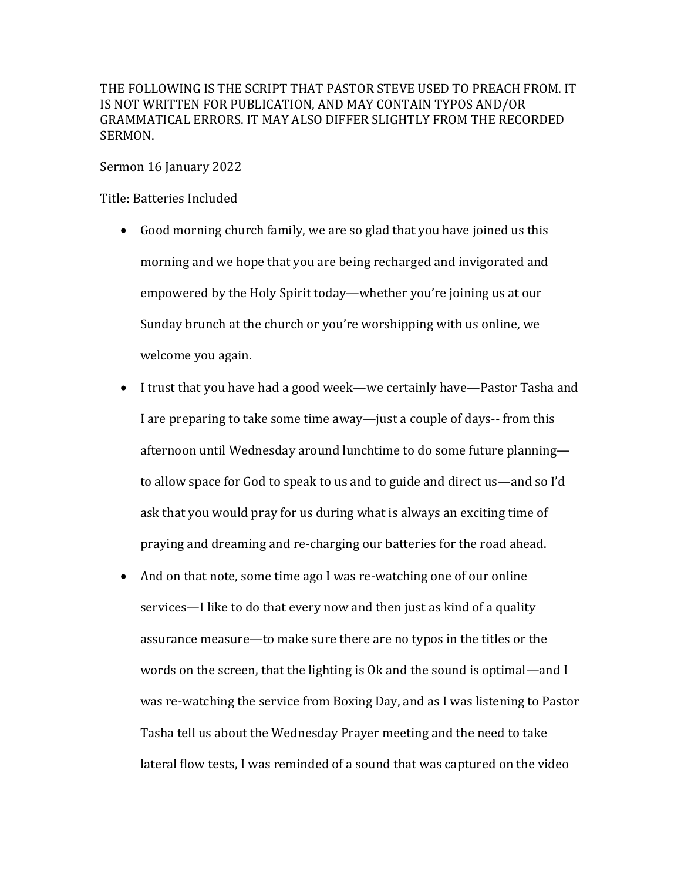THE FOLLOWING IS THE SCRIPT THAT PASTOR STEVE USED TO PREACH FROM. IT IS NOT WRITTEN FOR PUBLICATION, AND MAY CONTAIN TYPOS AND/OR GRAMMATICAL ERRORS. IT MAY ALSO DIFFER SLIGHTLY FROM THE RECORDED SERMON.

Sermon 16 January 2022

Title: Batteries Included

- Good morning church family, we are so glad that you have joined us this morning and we hope that you are being recharged and invigorated and empowered by the Holy Spirit today—whether you're joining us at our Sunday brunch at the church or you're worshipping with us online, we welcome you again.
- I trust that you have had a good week—we certainly have—Pastor Tasha and I are preparing to take some time away—just a couple of days-- from this afternoon until Wednesday around lunchtime to do some future planning—to allow space for God to speak to us and to guide and direct us—and so I'd ask that you would pray for us during what is always an exciting time of praying and dreaming and re-charging our batteries for the road ahead.
- And on that note, some time ago I was re-watching one of our online services—I like to do that every now and then just as kind of a quality assurance measure—to make sure there are no typos in the titles or the words on the screen, that the lighting is Ok and the sound is optimal—and I was re-watching the service from Boxing Day, and as I was listening to Pastor Tasha tell us about the Wednesday Prayer meeting and the need to take lateral flow tests, I was reminded of a sound that was captured on the video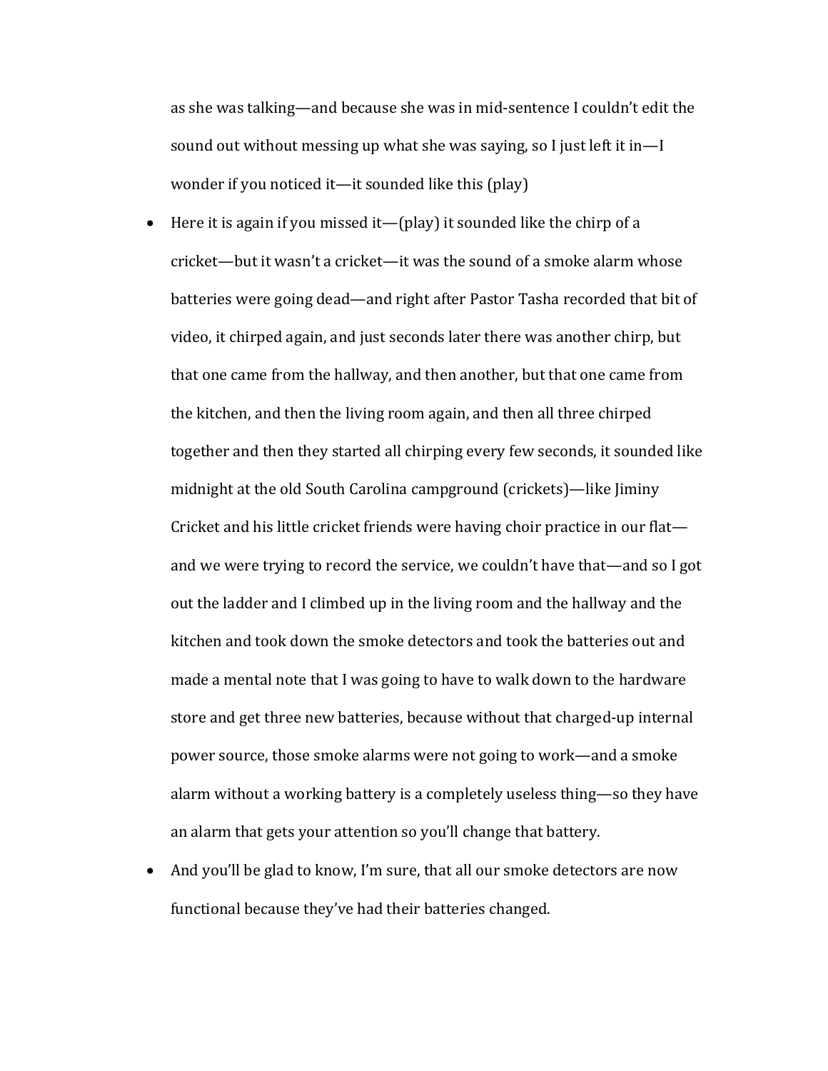as she was talking—and because she was in mid-sentence I couldn't edit the sound out without messing up what she was saying, so I just left it in—I wonder if you noticed it—it sounded like this (play)

- Here it is again if you missed it—(play) it sounded like the chirp of a cricket—but it wasn't a cricket—it was the sound of a smoke alarm whose batteries were going dead—and right after Pastor Tasha recorded that bit of video, it chirped again, and just seconds later there was another chirp, but that one came from the hallway, and then another, but that one came from the kitchen, and then the living room again, and then all three chirped together and then they started all chirping every few seconds, it sounded like midnight at the old South Carolina campground (crickets)—like Jiminy Cricket and his little cricket friends were having choir practice in our flat—and we were trying to record the service, we couldn't have that—and so I got out the ladder and I climbed up in the living room and the hallway and the kitchen and took down the smoke detectors and took the batteries out and made a mental note that I was going to have to walk down to the hardware store and get three new batteries, because without that charged-up internal power source, those smoke alarms were not going to work—and a smoke alarm without a working battery is a completely useless thing—so they have an alarm that gets your attention so you'll change that battery.
- And you'll be glad to know, I'm sure, that all our smoke detectors are now functional because they've had their batteries changed.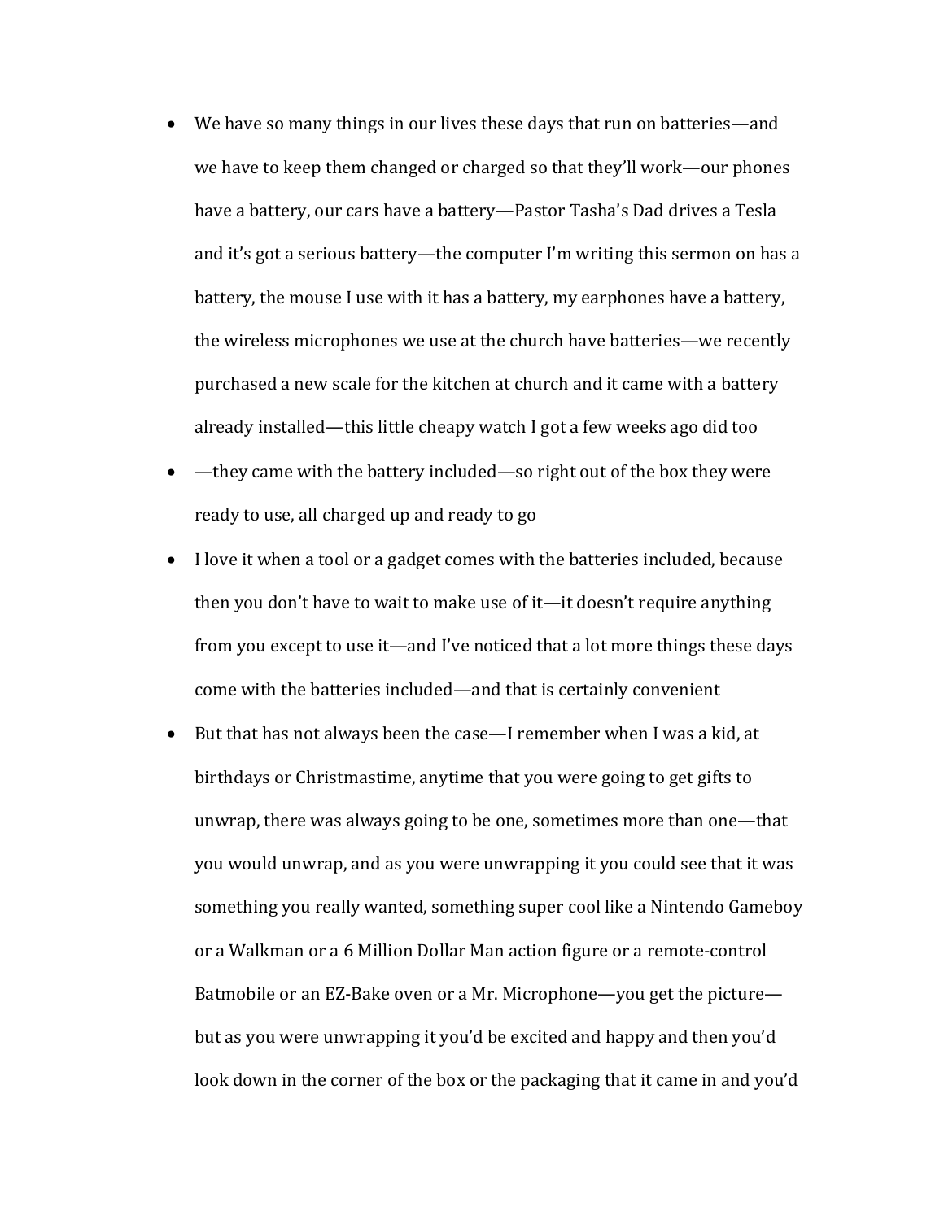- We have so many things in our lives these days that run on batteries—and we have to keep them changed or charged so that they'll work—our phones have a battery, our cars have a battery—Pastor Tasha's Dad drives a Tesla and it's got a serious battery—the computer I'm writing this sermon on has a battery, the mouse I use with it has a battery, my earphones have a battery, the wireless microphones we use at the church have batteries—we recently purchased a new scale for the kitchen at church and it came with a battery already installed—this little cheapy watch I got a few weeks ago did too
- —they came with the battery included—so right out of the box they were ready to use, all charged up and ready to go
- I love it when a tool or a gadget comes with the batteries included, because then you don't have to wait to make use of it—it doesn't require anything from you except to use it—and I've noticed that a lot more things these days come with the batteries included—and that is certainly convenient
- But that has not always been the case—I remember when I was a kid, at birthdays or Christmastime, anytime that you were going to get gifts to unwrap, there was always going to be one, sometimes more than one—that you would unwrap, and as you were unwrapping it you could see that it was something you really wanted, something super cool like a Nintendo Gameboy or a Walkman or a 6 Million Dollar Man action figure or a remote-control Batmobile or an EZ-Bake oven or a Mr. Microphone—you get the picture—but as you were unwrapping it you'd be excited and happy and then you'd look down in the corner of the box or the packaging that it came in and you'd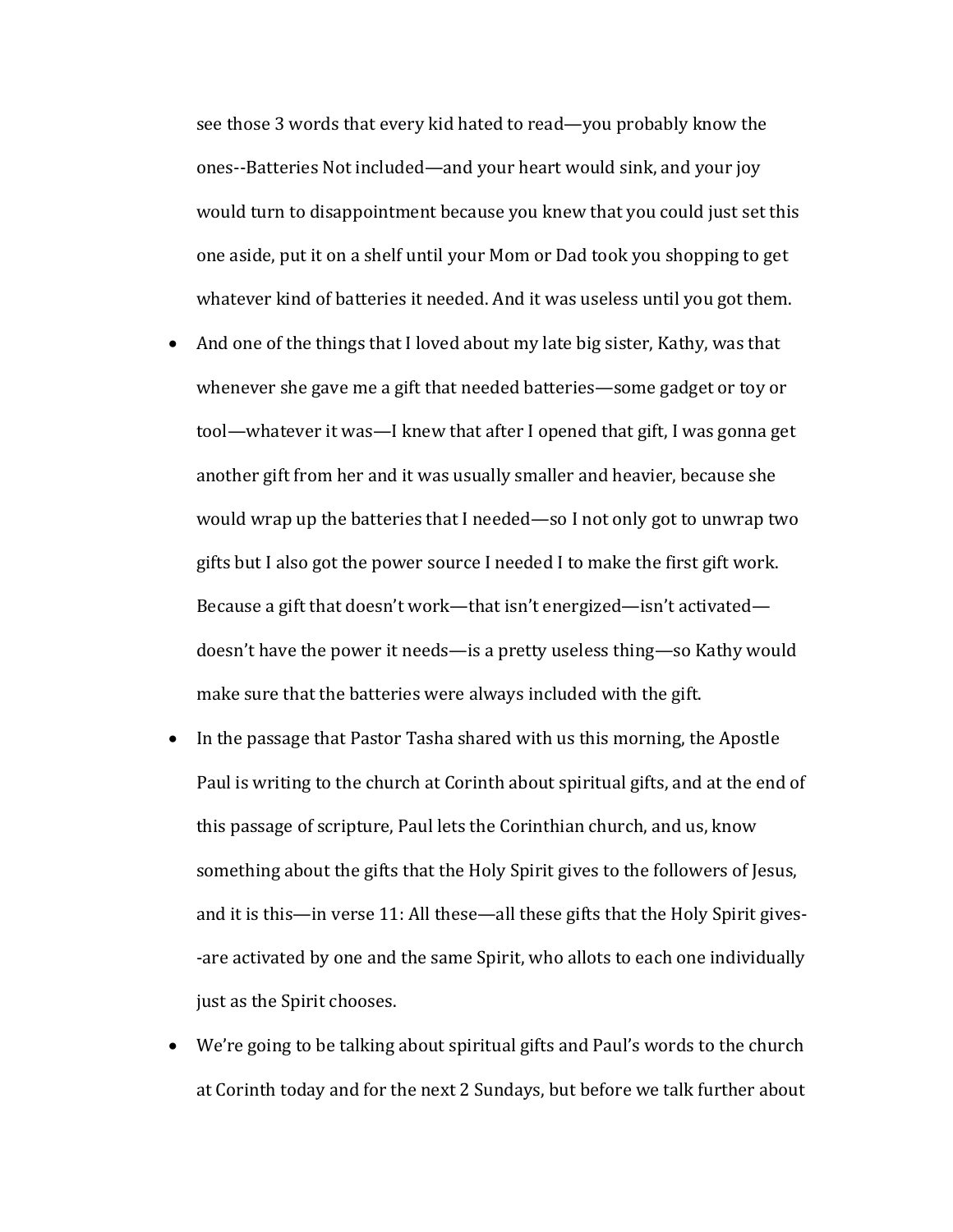see those 3 words that every kid hated to read—you probably know the ones--Batteries Not included—and your heart would sink, and your joy would turn to disappointment because you knew that you could just set this one aside, put it on a shelf until your Mom or Dad took you shopping to get whatever kind of batteries it needed. And it was useless until you got them.

- And one of the things that I loved about my late big sister, Kathy, was that whenever she gave me a gift that needed batteries—some gadget or toy or tool—whatever it was—I knew that after I opened that gift, I was gonna get another gift from her and it was usually smaller and heavier, because she would wrap up the batteries that I needed—so I not only got to unwrap two gifts but I also got the power source I needed I to make the first gift work. Because a gift that doesn't work—that isn't energized—isn't activated—doesn't have the power it needs—is a pretty useless thing—so Kathy would make sure that the batteries were always included with the gift.
- In the passage that Pastor Tasha shared with us this morning, the Apostle Paul is writing to the church at Corinth about spiritual gifts, and at the end of this passage of scripture, Paul lets the Corinthian church, and us, know something about the gifts that the Holy Spirit gives to the followers of Jesus, and it is this—in verse 11: All these—all these gifts that the Holy Spirit gives--are activated by one and the same Spirit, who allots to each one individually just as the Spirit chooses.
- We're going to be talking about spiritual gifts and Paul's words to the church at Corinth today and for the next 2 Sundays, but before we talk further about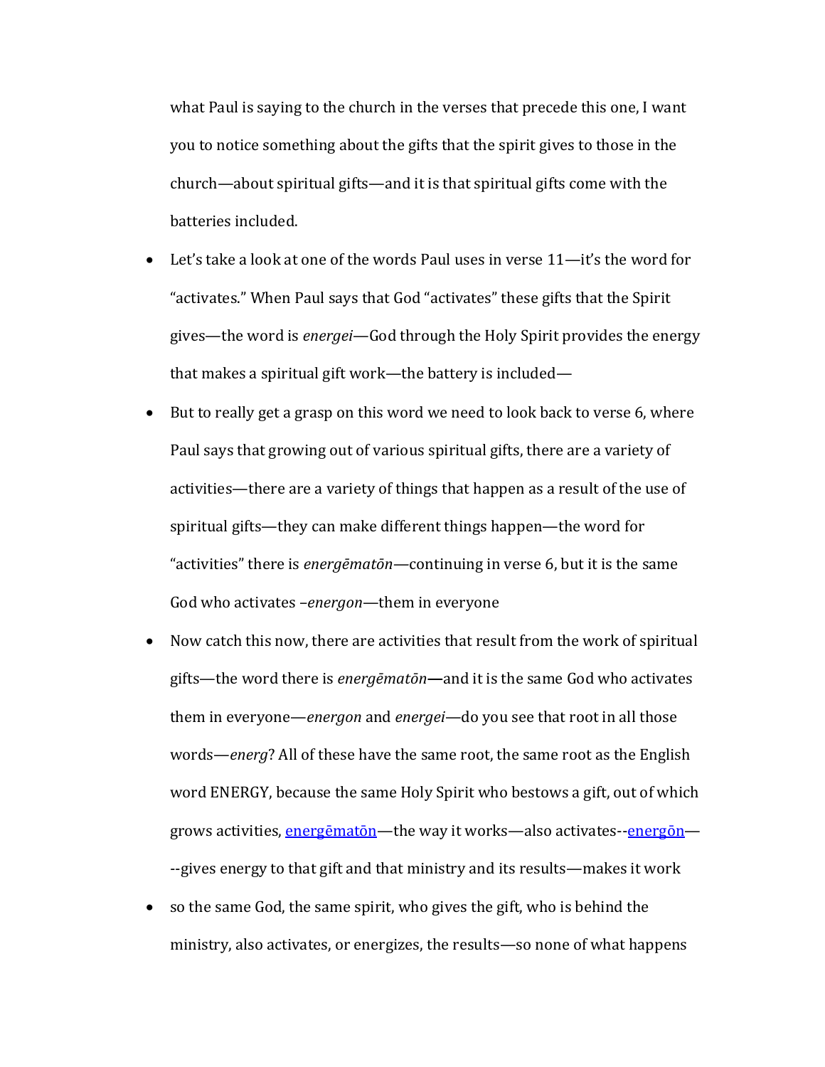what Paul is saying to the church in the verses that precede this one, I want you to notice something about the gifts that the spirit gives to those in the church—about spiritual gifts—and it is that spiritual gifts come with the batteries included.

- Let's take a look at one of the words Paul uses in verse 11—it's the word for "activates." When Paul says that God "activates" these gifts that the Spirit gives—the word is *energei*—God through the Holy Spirit provides the energy that makes a spiritual gift work—the battery is included—
- But to really get a grasp on this word we need to look back to verse 6, where Paul says that growing out of various spiritual gifts, there are a variety of activities—there are a variety of things that happen as a result of the use of spiritual gifts—they can make different things happen—the word for "activities" there is *energēmatōn*—continuing in verse 6, but it is the same God who activates –*energon*—them in everyone
- Now catch this now, there are activities that result from the work of spiritual gifts—the word there is *energēmatōn*—and it is the same God who activates them in everyone—*energon* and *energei*—do you see that root in all those words—*energ*? All of these have the same root, the same root as the English word ENERGY, because the same Holy Spirit who bestows a gift, out of which grows activities, energēmatōn—the way it works—also activates--energōn—--gives energy to that gift and that ministry and its results—makes it work
- so the same God, the same spirit, who gives the gift, who is behind the ministry, also activates, or energizes, the results—so none of what happens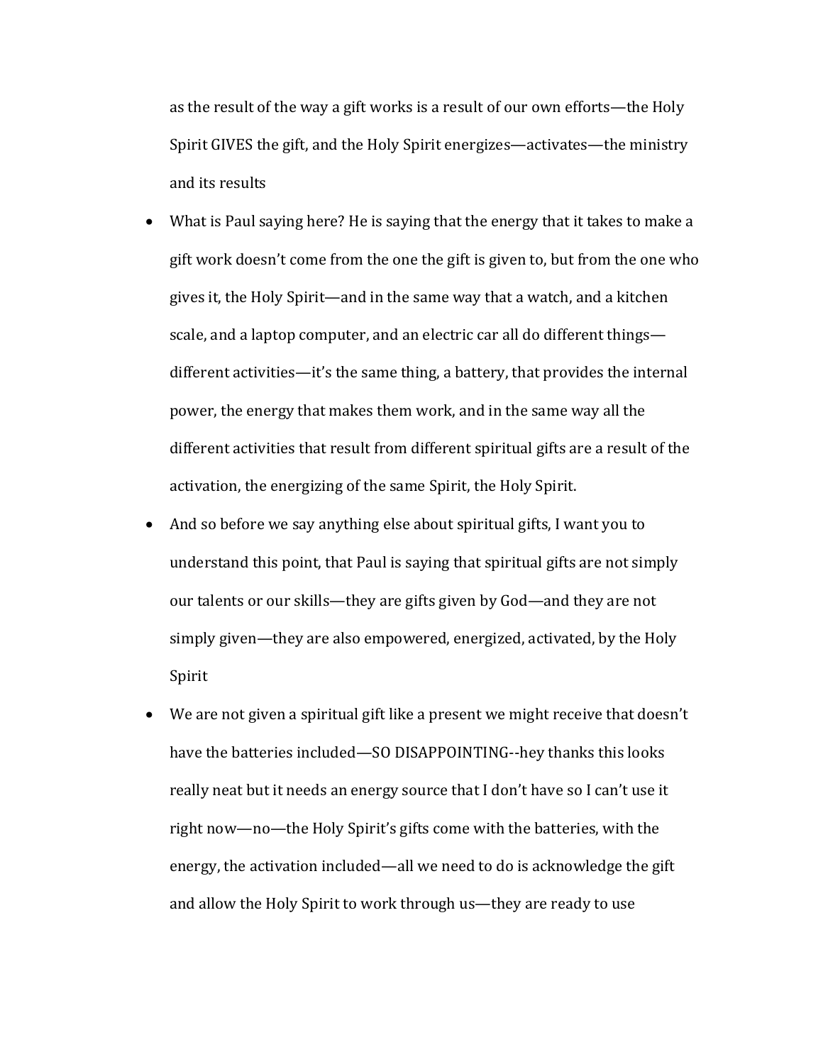as the result of the way a gift works is a result of our own efforts—the Holy Spirit GIVES the gift, and the Holy Spirit energizes—activates—the ministry and its results

- What is Paul saying here? He is saying that the energy that it takes to make a gift work doesn't come from the one the gift is given to, but from the one who gives it, the Holy Spirit—and in the same way that a watch, and a kitchen scale, and a laptop computer, and an electric car all do different things—different activities—it's the same thing, a battery, that provides the internal power, the energy that makes them work, and in the same way all the different activities that result from different spiritual gifts are a result of the activation, the energizing of the same Spirit, the Holy Spirit.
- And so before we say anything else about spiritual gifts, I want you to understand this point, that Paul is saying that spiritual gifts are not simply our talents or our skills—they are gifts given by God—and they are not simply given—they are also empowered, energized, activated, by the Holy Spirit
- We are not given a spiritual gift like a present we might receive that doesn't have the batteries included—SO DISAPPOINTING--hey thanks this looks really neat but it needs an energy source that I don't have so I can't use it right now—no—the Holy Spirit's gifts come with the batteries, with the energy, the activation included—all we need to do is acknowledge the gift and allow the Holy Spirit to work through us—they are ready to use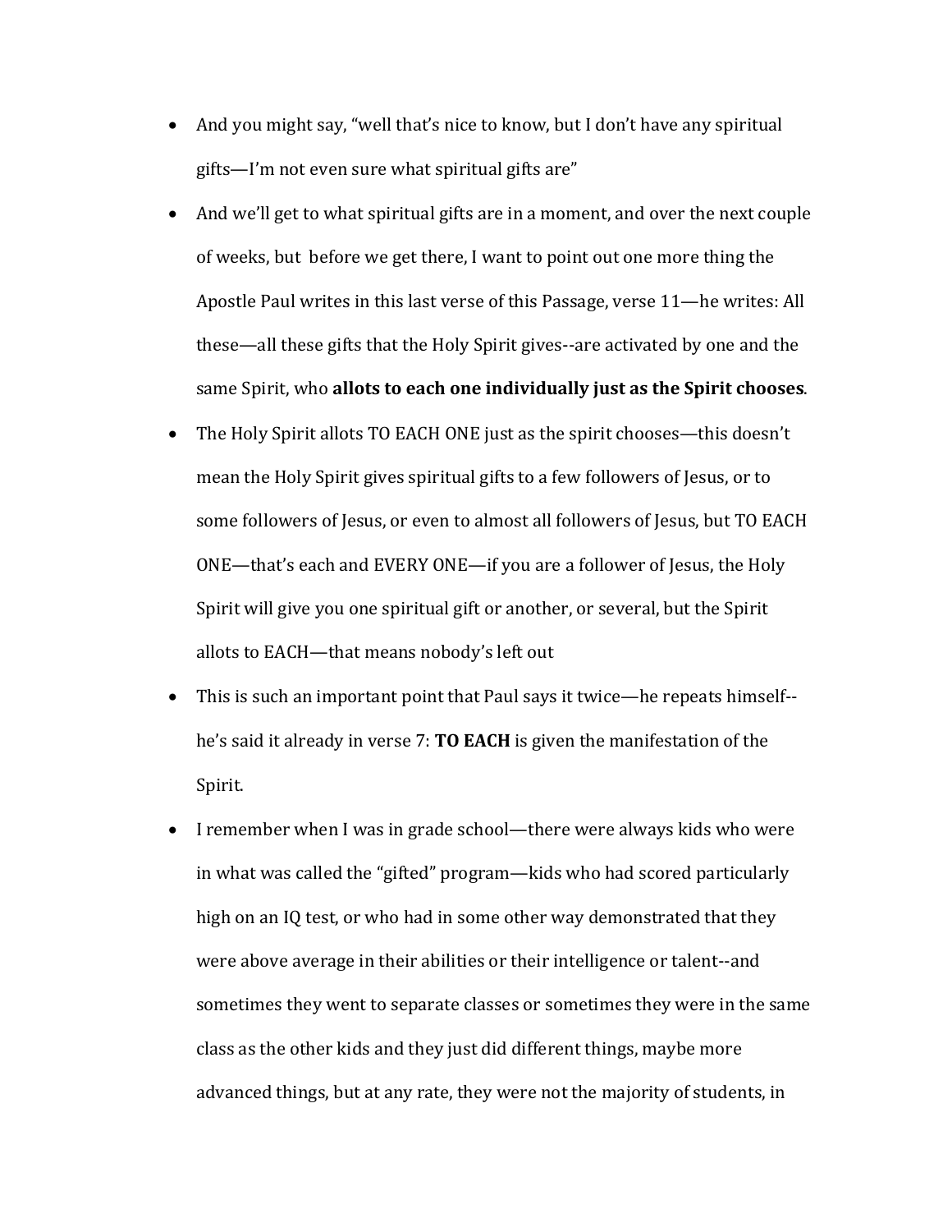- And you might say, "well that's nice to know, but I don't have any spiritual gifts—I'm not even sure what spiritual gifts are"
- And we'll get to what spiritual gifts are in a moment, and over the next couple of weeks, but before we get there, I want to point out one more thing the Apostle Paul writes in this last verse of this Passage, verse 11—he writes: All these—all these gifts that the Holy Spirit gives--are activated by one and the same Spirit, who **allots to each one individually just as the Spirit chooses**.
- The Holy Spirit allots TO EACH ONE just as the spirit chooses—this doesn't mean the Holy Spirit gives spiritual gifts to a few followers of Jesus, or to some followers of Jesus, or even to almost all followers of Jesus, but TO EACH ONE—that's each and EVERY ONE—if you are a follower of Jesus, the Holy Spirit will give you one spiritual gift or another, or several, but the Spirit allots to EACH—that means nobody's left out
- This is such an important point that Paul says it twice—he repeats himself--he's said it already in verse 7: **TO EACH** is given the manifestation of the Spirit.
- I remember when I was in grade school—there were always kids who were in what was called the "gifted" program—kids who had scored particularly high on an IQ test, or who had in some other way demonstrated that they were above average in their abilities or their intelligence or talent--and sometimes they went to separate classes or sometimes they were in the same class as the other kids and they just did different things, maybe more advanced things, but at any rate, they were not the majority of students, in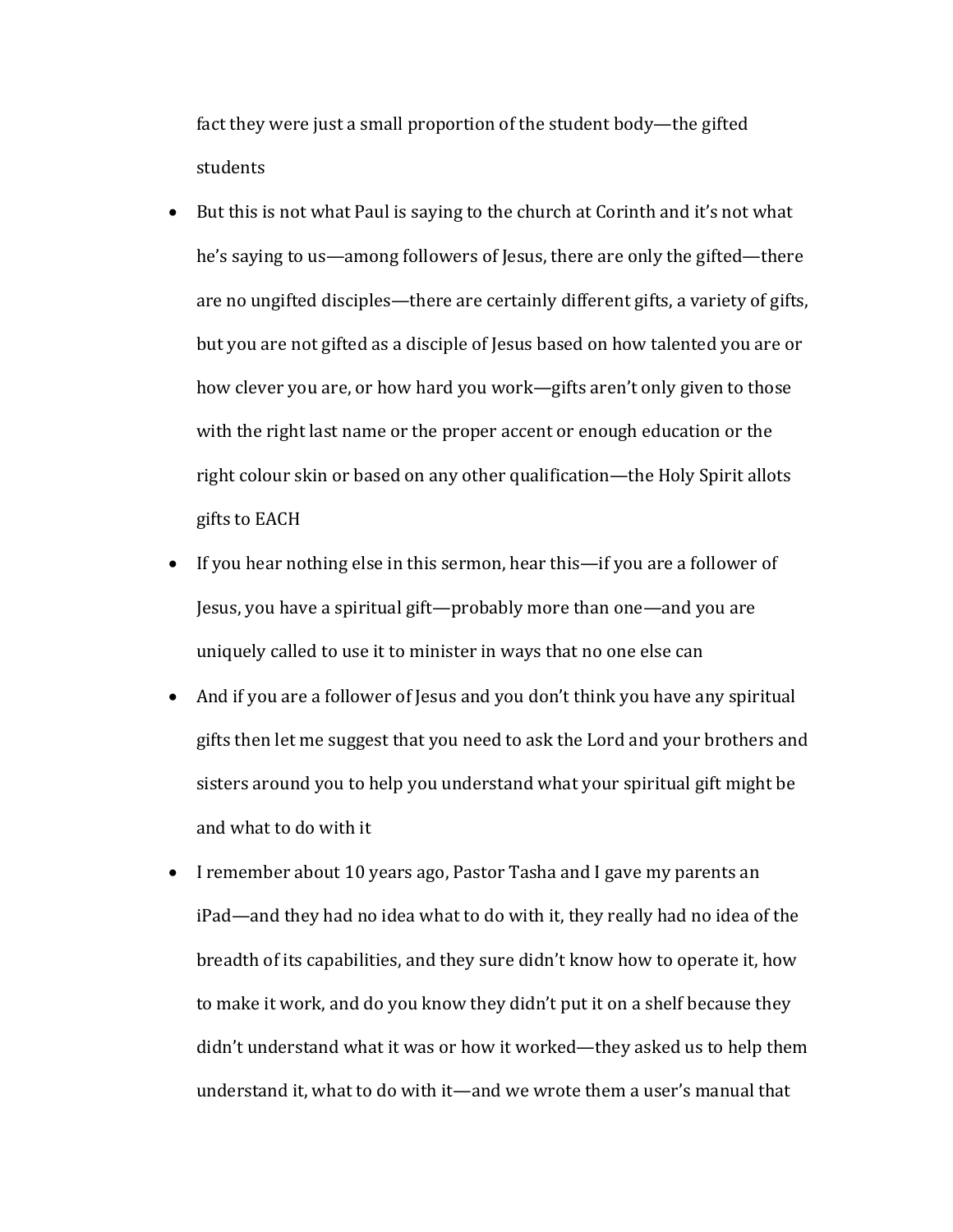fact they were just a small proportion of the student body—the gifted students

- But this is not what Paul is saying to the church at Corinth and it's not what he's saying to us—among followers of Jesus, there are only the gifted—there are no ungifted disciples—there are certainly different gifts, a variety of gifts, but you are not gifted as a disciple of Jesus based on how talented you are or how clever you are, or how hard you work—gifts aren't only given to those with the right last name or the proper accent or enough education or the right colour skin or based on any other qualification—the Holy Spirit allots gifts to EACH
- If you hear nothing else in this sermon, hear this—if you are a follower of Jesus, you have a spiritual gift—probably more than one—and you are uniquely called to use it to minister in ways that no one else can
- And if you are a follower of Jesus and you don't think you have any spiritual gifts then let me suggest that you need to ask the Lord and your brothers and sisters around you to help you understand what your spiritual gift might be and what to do with it
- I remember about 10 years ago, Pastor Tasha and I gave my parents an iPad—and they had no idea what to do with it, they really had no idea of the breadth of its capabilities, and they sure didn't know how to operate it, how to make it work, and do you know they didn't put it on a shelf because they didn't understand what it was or how it worked—they asked us to help them understand it, what to do with it—and we wrote them a user's manual that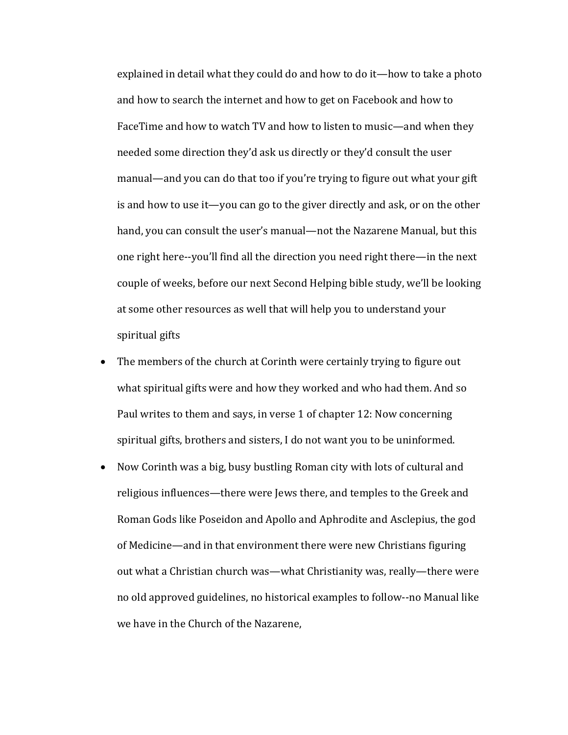explained in detail what they could do and how to do it—how to take a photo and how to search the internet and how to get on Facebook and how to FaceTime and how to watch TV and how to listen to music—and when they needed some direction they'd ask us directly or they'd consult the user manual—and you can do that too if you're trying to figure out what your gift is and how to use it—you can go to the giver directly and ask, or on the other hand, you can consult the user's manual—not the Nazarene Manual, but this one right here--you'll find all the direction you need right there—in the next couple of weeks, before our next Second Helping bible study, we'll be looking at some other resources as well that will help you to understand your spiritual gifts

- The members of the church at Corinth were certainly trying to figure out what spiritual gifts were and how they worked and who had them. And so Paul writes to them and says, in verse 1 of chapter 12: Now concerning spiritual gifts, brothers and sisters, I do not want you to be uninformed.
- Now Corinth was a big, busy bustling Roman city with lots of cultural and religious influences—there were Jews there, and temples to the Greek and Roman Gods like Poseidon and Apollo and Aphrodite and Asclepius, the god of Medicine—and in that environment there were new Christians figuring out what a Christian church was—what Christianity was, really—there were no old approved guidelines, no historical examples to follow--no Manual like we have in the Church of the Nazarene,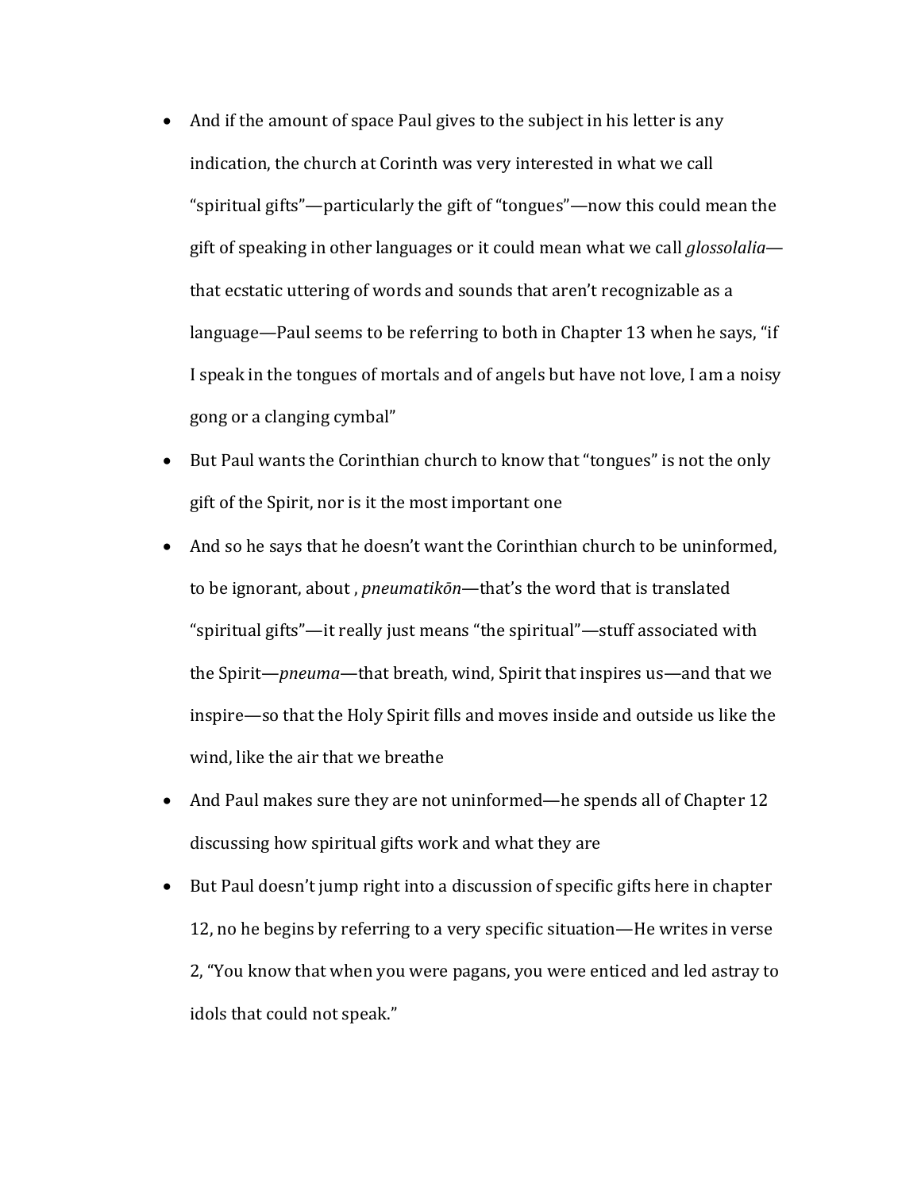- And if the amount of space Paul gives to the subject in his letter is any indication, the church at Corinth was very interested in what we call "spiritual gifts"—particularly the gift of "tongues"—now this could mean the gift of speaking in other languages or it could mean what we call *glossolalia*—that ecstatic uttering of words and sounds that aren't recognizable as a language—Paul seems to be referring to both in Chapter 13 when he says, "if I speak in the tongues of mortals and of angels but have not love, I am a noisy gong or a clanging cymbal"
- But Paul wants the Corinthian church to know that "tongues" is not the only gift of the Spirit, nor is it the most important one
- And so he says that he doesn't want the Corinthian church to be uninformed, to be ignorant, about , *pneumatikōn*—that's the word that is translated "spiritual gifts"—it really just means "the spiritual"—stuff associated with the Spirit—*pneuma*—that breath, wind, Spirit that inspires us—and that we inspire—so that the Holy Spirit fills and moves inside and outside us like the wind, like the air that we breathe
- And Paul makes sure they are not uninformed—he spends all of Chapter 12 discussing how spiritual gifts work and what they are
- But Paul doesn't jump right into a discussion of specific gifts here in chapter 12, no he begins by referring to a very specific situation—He writes in verse 2, "You know that when you were pagans, you were enticed and led astray to idols that could not speak."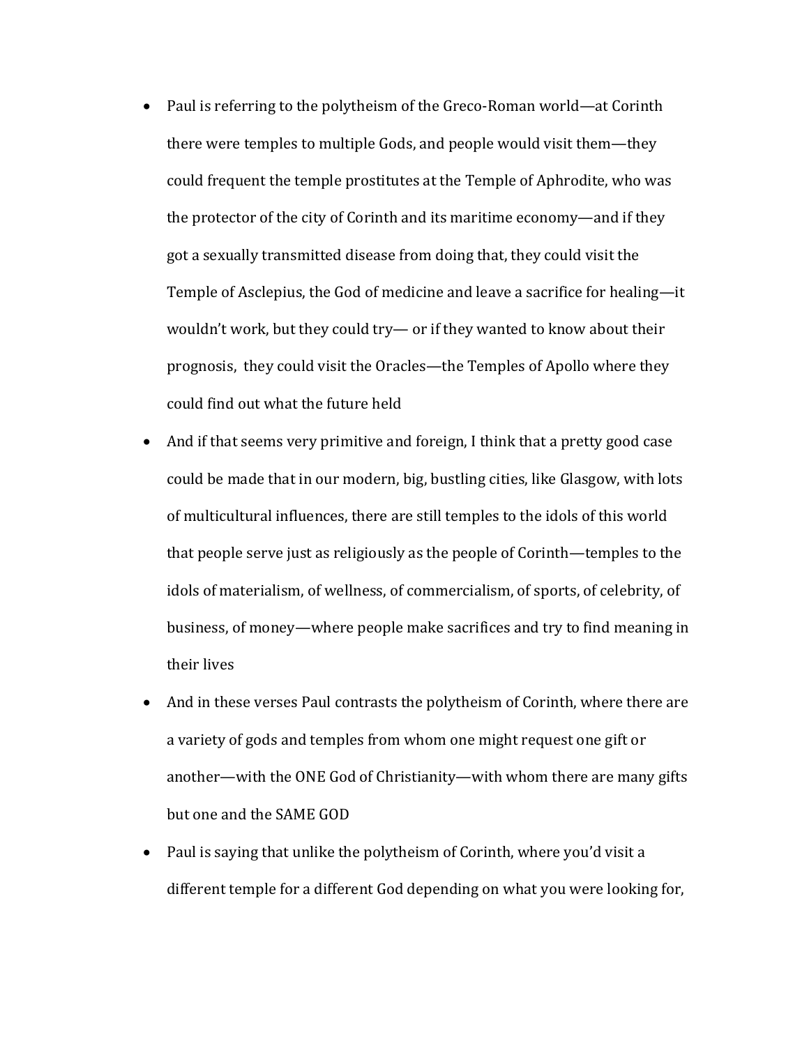- Paul is referring to the polytheism of the Greco-Roman world—at Corinth there were temples to multiple Gods, and people would visit them—they could frequent the temple prostitutes at the Temple of Aphrodite, who was the protector of the city of Corinth and its maritime economy—and if they got a sexually transmitted disease from doing that, they could visit the Temple of Asclepius, the God of medicine and leave a sacrifice for healing—it wouldn't work, but they could try— or if they wanted to know about their prognosis, they could visit the Oracles—the Temples of Apollo where they could find out what the future held
- And if that seems very primitive and foreign, I think that a pretty good case could be made that in our modern, big, bustling cities, like Glasgow, with lots of multicultural influences, there are still temples to the idols of this world that people serve just as religiously as the people of Corinth—temples to the idols of materialism, of wellness, of commercialism, of sports, of celebrity, of business, of money—where people make sacrifices and try to find meaning in their lives
- And in these verses Paul contrasts the polytheism of Corinth, where there are a variety of gods and temples from whom one might request one gift or another—with the ONE God of Christianity—with whom there are many gifts but one and the SAME GOD
- Paul is saying that unlike the polytheism of Corinth, where you'd visit a different temple for a different God depending on what you were looking for,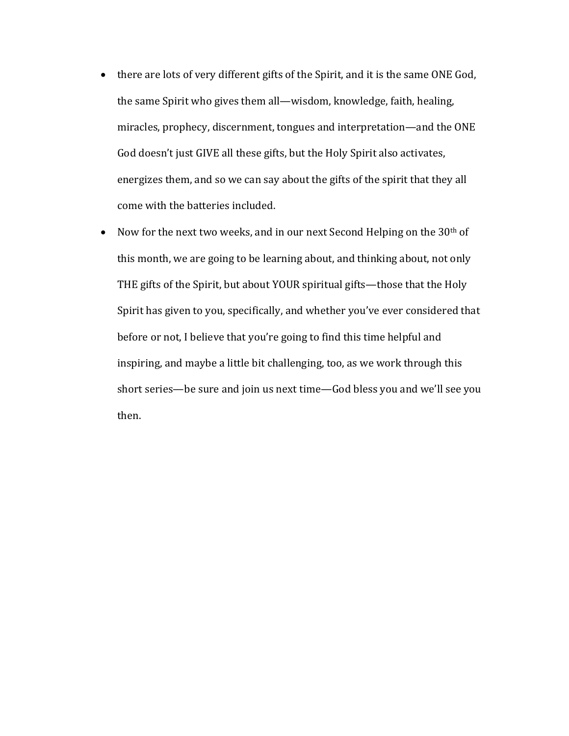- there are lots of very different gifts of the Spirit, and it is the same ONE God, the same Spirit who gives them all—wisdom, knowledge, faith, healing, miracles, prophecy, discernment, tongues and interpretation—and the ONE God doesn't just GIVE all these gifts, but the Holy Spirit also activates, energizes them, and so we can say about the gifts of the spirit that they all come with the batteries included.
- Now for the next two weeks, and in our next Second Helping on the 30th of this month, we are going to be learning about, and thinking about, not only THE gifts of the Spirit, but about YOUR spiritual gifts—those that the Holy Spirit has given to you, specifically, and whether you've ever considered that before or not, I believe that you're going to find this time helpful and inspiring, and maybe a little bit challenging, too, as we work through this short series—be sure and join us next time—God bless you and we'll see you then.